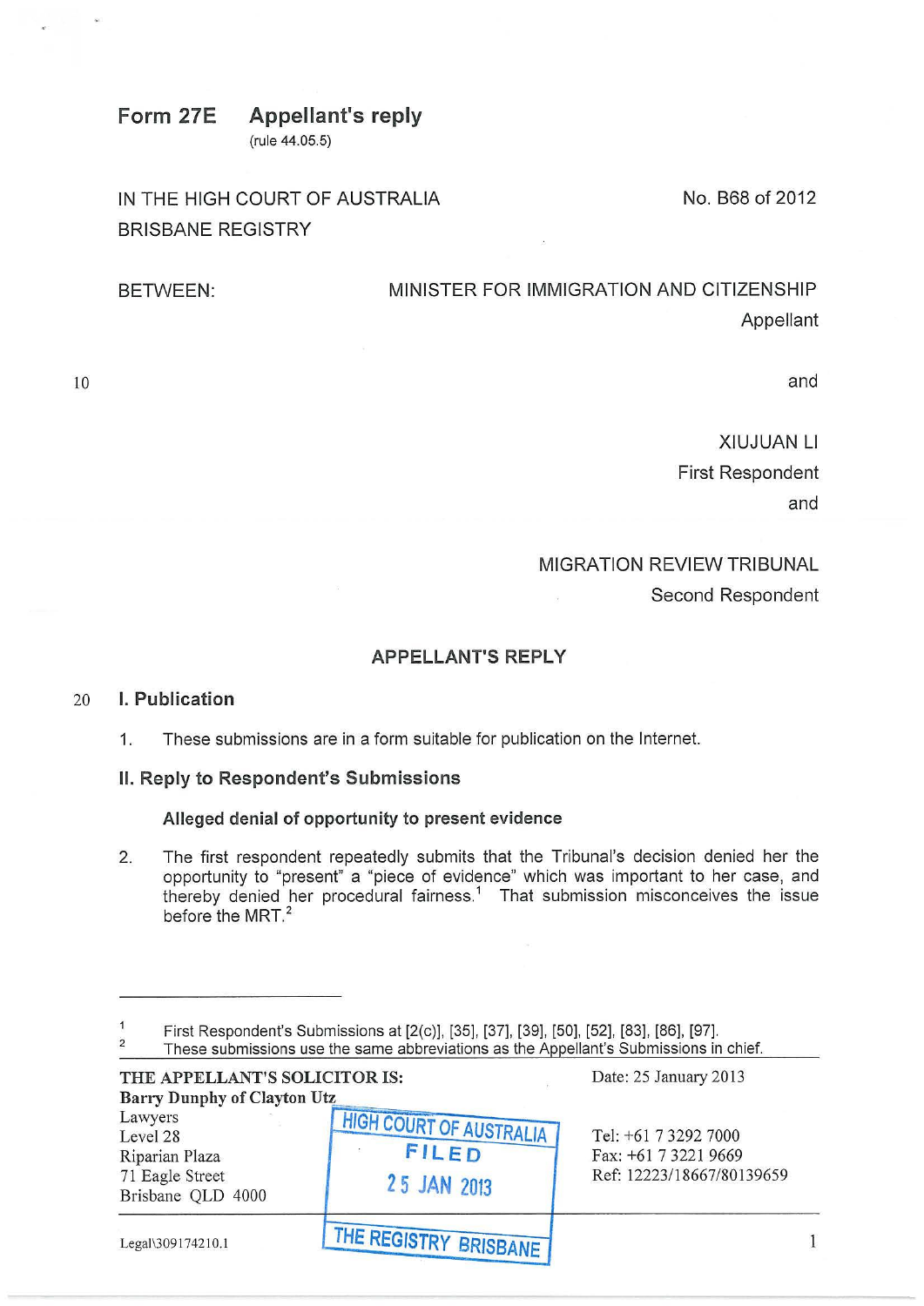# Form 27E Appellant's reply

(rule 44.05.5)

IN THE HIGH COURT OF AUSTRALIA
BRISBANE REGISTRY

No. B68 of 2012

BETWEEN:

MINISTER FOR IMMIGRATION AND CITIZENSHIP
Appellant

and

XIUJUAN LI
First Respondent

and

MIGRATION REVIEW TRIBUNAL
Second Respondent

## APPELLANT'S REPLY

### I. Publication

1. These submissions are in a form suitable for publication on the Internet.

### II. Reply to Respondent's Submissions

#### Alleged denial of opportunity to present evidence

2. The first respondent repeatedly submits that the Tribunal's decision denied her the opportunity to "present" a "piece of evidence" which was important to her case, and thereby denied her procedural fairness.[1] That submission misconceives the issue before the MRT.[2]

---

[1] First Respondent's Submissions at [2(c)], [35], [37], [39], [50], [52], [83], [86], [97].

[2] These submissions use the same abbreviations as the Appellant's Submissions in chief.

THE APPELLANT'S SOLICITOR IS:
Barry Dunphy of Clayton Utz
Lawyers
Level 28
Riparian Plaza
71 Eagle Street
Brisbane QLD 4000

HIGH COURT OF AUSTRALIA
FILED
25 JAN 2013
THE REGISTRY BRISBANE

Date: 25 January 2013

Tel: +61 7 3292 7000
Fax: +61 7 3221 9669
Ref: 12223/18667/80139659

Legal\309174210.1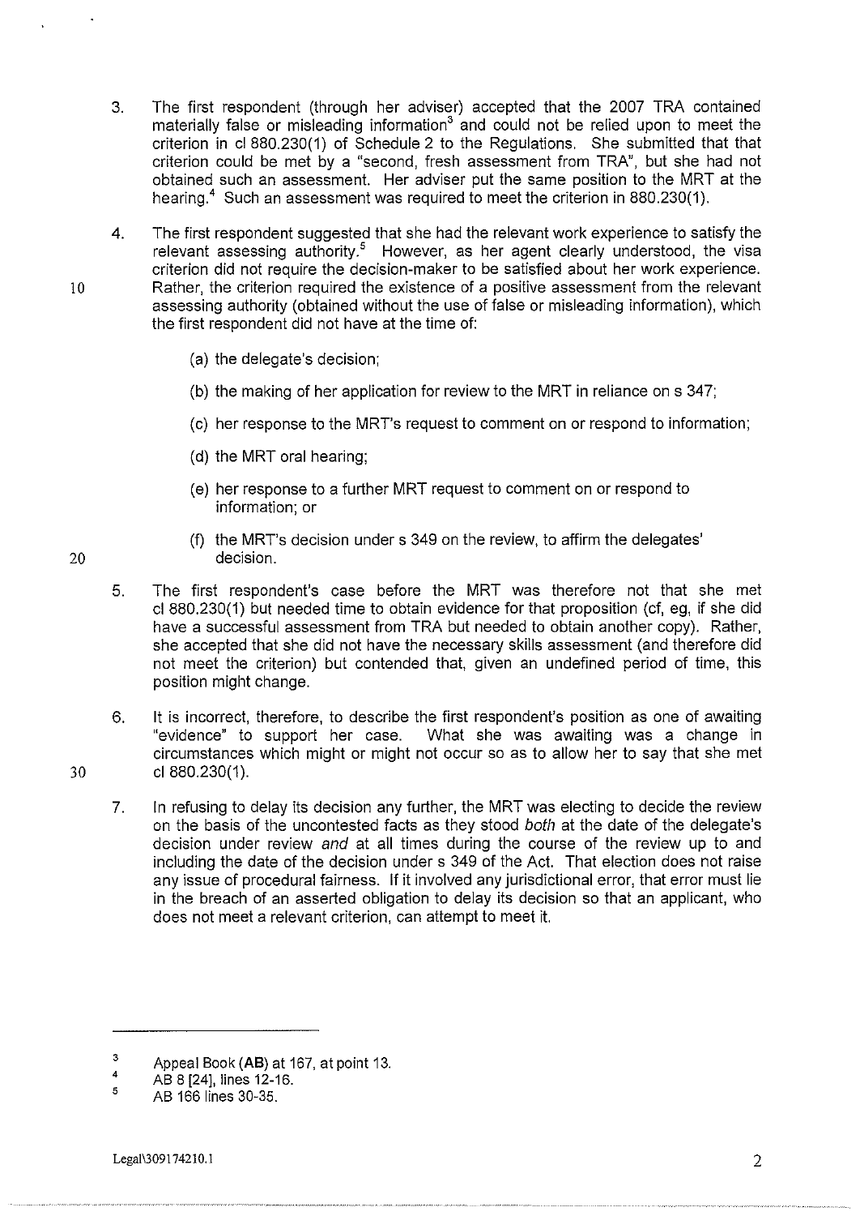3. The first respondent (through her adviser) accepted that the 2007 TRA contained materially false or misleading information[3] and could not be relied upon to meet the criterion in cl 880.230(1) of Schedule 2 to the Regulations. She submitted that that criterion could be met by a "second, fresh assessment from TRA", but she had not obtained such an assessment. Her adviser put the same position to the MRT at the hearing.[4] Such an assessment was required to meet the criterion in 880.230(1).

4. The first respondent suggested that she had the relevant work experience to satisfy the relevant assessing authority.[5] However, as her agent clearly understood, the visa criterion did not require the decision-maker to be satisfied about her work experience. Rather, the criterion required the existence of a positive assessment from the relevant assessing authority (obtained without the use of false or misleading information), which the first respondent did not have at the time of:

   (a) the delegate's decision;

   (b) the making of her application for review to the MRT in reliance on s 347;

   (c) her response to the MRT's request to comment on or respond to information;

   (d) the MRT oral hearing;

   (e) her response to a further MRT request to comment on or respond to information; or

   (f) the MRT's decision under s 349 on the review, to affirm the delegates' decision.

5. The first respondent's case before the MRT was therefore not that she met cl 880.230(1) but needed time to obtain evidence for that proposition (cf, eg, if she did have a successful assessment from TRA but needed to obtain another copy). Rather, she accepted that she did not have the necessary skills assessment (and therefore did not meet the criterion) but contended that, given an undefined period of time, this position might change.

6. It is incorrect, therefore, to describe the first respondent's position as one of awaiting "evidence" to support her case. What she was awaiting was a change in circumstances which might or might not occur so as to allow her to say that she met cl 880.230(1).

7. In refusing to delay its decision any further, the MRT was electing to decide the review on the basis of the uncontested facts as they stood *both* at the date of the delegate's decision under review *and* at all times during the course of the review up to and including the date of the decision under s 349 of the Act. That election does not raise any issue of procedural fairness. If it involved any jurisdictional error, that error must lie in the breach of an asserted obligation to delay its decision so that an applicant, who does not meet a relevant criterion, can attempt to meet it.

---

[3] Appeal Book (**AB**) at 167, at point 13.

[4] AB 8 [24], lines 12-16.

[5] AB 166 lines 30-35.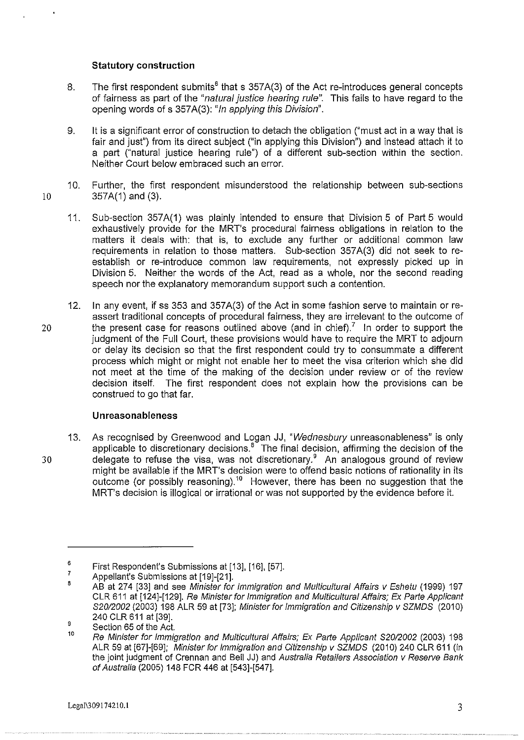### Statutory construction

8. The first respondent submits[6] that s 357A(3) of the Act re-introduces general concepts of fairness as part of the *"natural justice hearing rule"*. This fails to have regard to the opening words of s 357A(3): *"In applying this Division"*.

9. It is a significant error of construction to detach the obligation ("must act in a way that is fair and just") from its direct subject ("in applying this Division") and instead attach it to a part ("natural justice hearing rule") of a different sub-section within the section. Neither Court below embraced such an error.

10. Further, the first respondent misunderstood the relationship between sub-sections 357A(1) and (3).

11. Sub-section 357A(1) was plainly intended to ensure that Division 5 of Part 5 would exhaustively provide for the MRT's procedural fairness obligations in relation to the matters it deals with: that is, to exclude any further or additional common law requirements in relation to those matters. Sub-section 357A(3) did not seek to re-establish or re-introduce common law requirements, not expressly picked up in Division 5. Neither the words of the Act, read as a whole, nor the second reading speech nor the explanatory memorandum support such a contention.

12. In any event, if ss 353 and 357A(3) of the Act in some fashion serve to maintain or re-assert traditional concepts of procedural fairness, they are irrelevant to the outcome of the present case for reasons outlined above (and in chief).[7] In order to support the judgment of the Full Court, these provisions would have to require the MRT to adjourn or delay its decision so that the first respondent could try to consummate a different process which might or might not enable her to meet the visa criterion which she did not meet at the time of the making of the decision under review or of the review decision itself. The first respondent does not explain how the provisions can be construed to go that far.

### Unreasonableness

13. As recognised by Greenwood and Logan JJ, "*Wednesbury* unreasonableness" is only applicable to discretionary decisions.[8] The final decision, affirming the decision of the delegate to refuse the visa, was not discretionary.[9] An analogous ground of review might be available if the MRT's decision were to offend basic notions of rationality in its outcome (or possibly reasoning).[10] However, there has been no suggestion that the MRT's decision is illogical or irrational or was not supported by the evidence before it.

---

[6] First Respondent's Submissions at [13], [16], [57].

[7] Appellant's Submissions at [19]-[21].

[8] AB at 274 [33] and see *Minister for Immigration and Multicultural Affairs v Eshetu* (1999) 197 CLR 611 at [124]-[129]. *Re Minister for Immigration and Multicultural Affairs; Ex Parte Applicant S20/2002* (2003) 198 ALR 59 at [73]; *Minister for Immigration and Citizenship v SZMDS* (2010) 240 CLR 611 at [39].

[9] Section 65 of the Act.

[10] *Re Minister for Immigration and Multicultural Affairs; Ex Parte Applicant S20/2002* (2003) 198 ALR 59 at [67]-[69]; *Minister for Immigration and Citizenship v SZMDS* (2010) 240 CLR 611 (in the joint judgment of Crennan and Bell JJ) and *Australia Retailers Association v Reserve Bank of Australia* (2005) 148 FCR 446 at [543]-[547].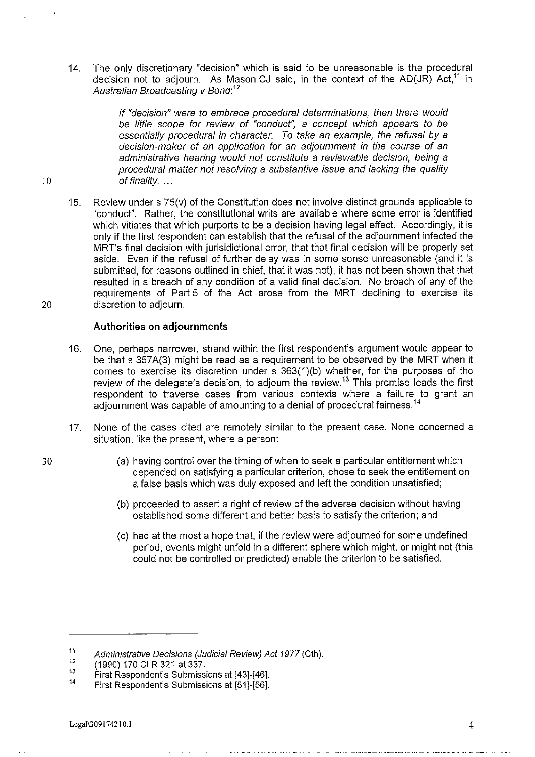14. The only discretionary "decision" which is said to be unreasonable is the procedural decision not to adjourn. As Mason CJ said, in the context of the AD(JR) Act,[11] in *Australian Broadcasting v Bond*:[12]

> *If "decision" were to embrace procedural determinations, then there would be little scope for review of "conduct", a concept which appears to be essentially procedural in character. To take an example, the refusal by a decision-maker of an application for an adjournment in the course of an administrative hearing would not constitute a reviewable decision, being a procedural matter not resolving a substantive issue and lacking the quality of finality. ...*

15. Review under s 75(v) of the Constitution does not involve distinct grounds applicable to "conduct". Rather, the constitutional writs are available where some error is identified which vitiates that which purports to be a decision having legal effect. Accordingly, it is only if the first respondent can establish that the refusal of the adjournment infected the MRT's final decision with jurisidictional error, that that final decision will be properly set aside. Even if the refusal of further delay was in some sense unreasonable (and it is submitted, for reasons outlined in chief, that it was not), it has not been shown that that resulted in a breach of any condition of a valid final decision. No breach of any of the requirements of Part 5 of the Act arose from the MRT declining to exercise its discretion to adjourn.

**Authorities on adjournments**

16. One, perhaps narrower, strand within the first respondent's argument would appear to be that s 357A(3) might be read as a requirement to be observed by the MRT when it comes to exercise its discretion under s 363(1)(b) whether, for the purposes of the review of the delegate's decision, to adjourn the review.[13] This premise leads the first respondent to traverse cases from various contexts where a failure to grant an adjournment was capable of amounting to a denial of procedural fairness.[14]

17. None of the cases cited are remotely similar to the present case. None concerned a situation, like the present, where a person:

    (a) having control over the timing of when to seek a particular entitlement which depended on satisfying a particular criterion, chose to seek the entitlement on a false basis which was duly exposed and left the condition unsatisfied;

    (b) proceeded to assert a right of review of the adverse decision without having established some different and better basis to satisfy the criterion; and

    (c) had at the most a hope that, if the review were adjourned for some undefined period, events might unfold in a different sphere which might, or might not (this could not be controlled or predicted) enable the criterion to be satisfied.

---

[11] *Administrative Decisions (Judicial Review) Act 1977* (Cth).

[12] (1990) 170 CLR 321 at 337.

[13] First Respondent's Submissions at [43]-[46].

[14] First Respondent's Submissions at [51]-[56].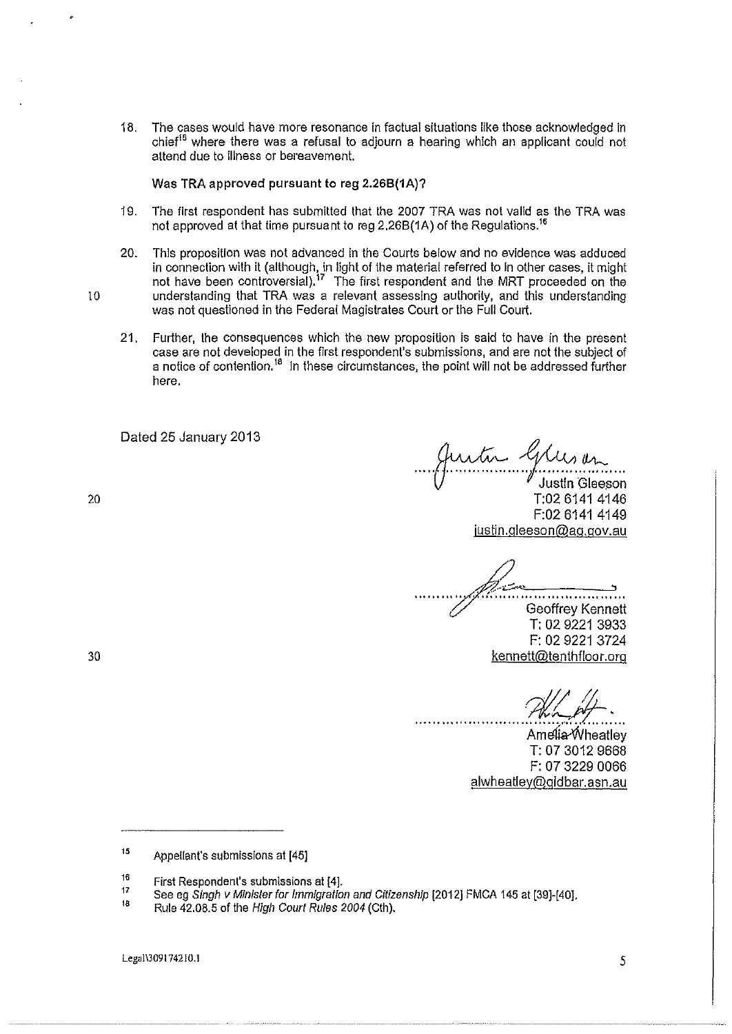18. The cases would have more resonance in factual situations like those acknowledged in chief[15] where there was a refusal to adjourn a hearing which an applicant could not attend due to illness or bereavement.

**Was TRA approved pursuant to reg 2.26B(1A)?**

19. The first respondent has submitted that the 2007 TRA was not valid as the TRA was not approved at that time pursuant to reg 2.26B(1A) of the Regulations.[16]

20. This proposition was not advanced in the Courts below and no evidence was adduced in connection with it (although, in light of the material referred to in other cases, it might not have been controversial).[17] The first respondent and the MRT proceeded on the understanding that TRA was a relevant assessing authority, and this understanding was not questioned in the Federal Magistrates Court or the Full Court.

21. Further, the consequences which the new proposition is said to have in the present case are not developed in the first respondent's submissions, and are not the subject of a notice of contention.[18] In these circumstances, the point will not be addressed further here.

Dated 25 January 2013

Justin Gleeson
T:02 6141 4146
F:02 6141 4149
justin.gleeson@ag.gov.au

Geoffrey Kennett
T: 02 9221 3933
F: 02 9221 3724
kennett@tenthfloor.org

Amelia Wheatley
T: 07 3012 9668
F: 07 3229 0066
alwheatley@qldbar.asn.au

---

[15] Appellant's submissions at [45]

[16] First Respondent's submissions at [4].

[17] See eg *Singh v Minister for Immigration and Citizenship* [2012] FMCA 145 at [39]-[40].

[18] Rule 42.08.5 of the *High Court Rules 2004* (Cth).

Legal\309174210.1